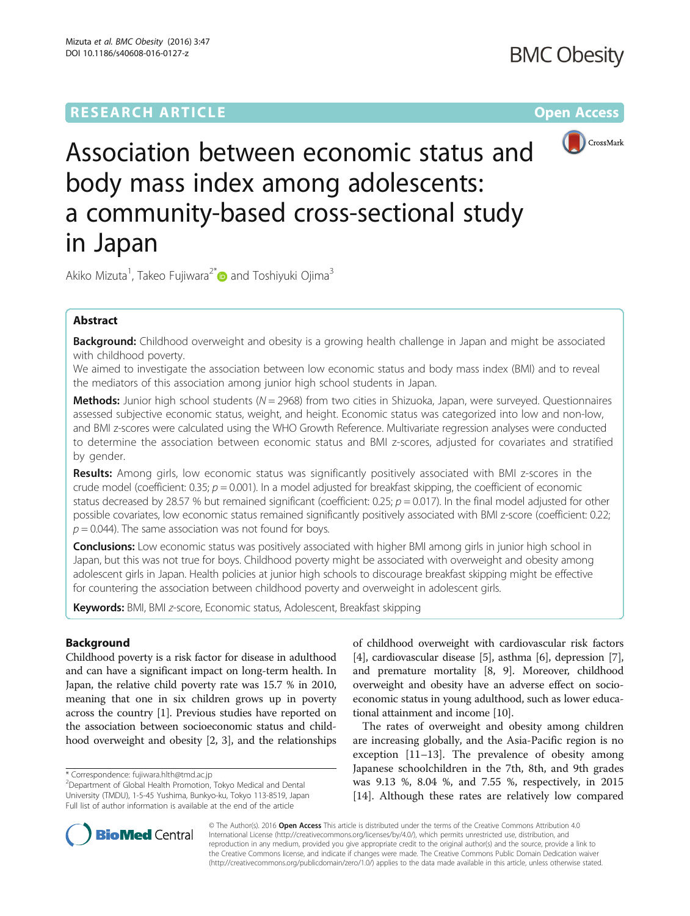RESEARCH ARTICLE

Open Access

# Association between economic status and body mass index among adolescents: a community-based cross-sectional study in Japan

Akiko Mizuta[1], Takeo Fujiwara[2*] and Toshiyuki Ojima[3]

## Abstract

**Background:** Childhood overweight and obesity is a growing health challenge in Japan and might be associated with childhood poverty.

We aimed to investigate the association between low economic status and body mass index (BMI) and to reveal the mediators of this association among junior high school students in Japan.

**Methods:** Junior high school students (N = 2968) from two cities in Shizuoka, Japan, were surveyed. Questionnaires assessed subjective economic status, weight, and height. Economic status was categorized into low and non-low, and BMI z-scores were calculated using the WHO Growth Reference. Multivariate regression analyses were conducted to determine the association between economic status and BMI z-scores, adjusted for covariates and stratified by gender.

**Results:** Among girls, low economic status was significantly positively associated with BMI z-scores in the crude model (coefficient: 0.35; $p = 0.001$). In a model adjusted for breakfast skipping, the coefficient of economic status decreased by 28.57 % but remained significant (coefficient: 0.25; $p = 0.017$). In the final model adjusted for other possible covariates, low economic status remained significantly positively associated with BMI z-score (coefficient: 0.22; $p = 0.044$). The same association was not found for boys.

**Conclusions:** Low economic status was positively associated with higher BMI among girls in junior high school in Japan, but this was not true for boys. Childhood poverty might be associated with overweight and obesity among adolescent girls in Japan. Health policies at junior high schools to discourage breakfast skipping might be effective for countering the association between childhood poverty and overweight in adolescent girls.

**Keywords:** BMI, BMI *z*-score, Economic status, Adolescent, Breakfast skipping

## Background

Childhood poverty is a risk factor for disease in adulthood and can have a significant impact on long-term health. In Japan, the relative child poverty rate was 15.7 % in 2010, meaning that one in six children grows up in poverty across the country [1]. Previous studies have reported on the association between socioeconomic status and childhood overweight and obesity [2, 3], and the relationships of childhood overweight with cardiovascular risk factors [4], cardiovascular disease [5], asthma [6], depression [7], and premature mortality [8, 9]. Moreover, childhood overweight and obesity have an adverse effect on socioeconomic status in young adulthood, such as lower educational attainment and income [10].

The rates of overweight and obesity among children are increasing globally, and the Asia-Pacific region is no exception [11–13]. The prevalence of obesity among Japanese schoolchildren in the 7th, 8th, and 9th grades was 9.13 %, 8.04 %, and 7.55 %, respectively, in 2015 [14]. Although these rates are relatively low compared

\* Correspondence: fujiwara.hlth@tmd.ac.jp
[2]Department of Global Health Promotion, Tokyo Medical and Dental University (TMDU), 1-5-45 Yushima, Bunkyo-ku, Tokyo 113-8519, Japan
Full list of author information is available at the end of the article

© The Author(s). 2016 **Open Access** This article is distributed under the terms of the Creative Commons Attribution 4.0 International License (http://creativecommons.org/licenses/by/4.0/), which permits unrestricted use, distribution, and reproduction in any medium, provided you give appropriate credit to the original author(s) and the source, provide a link to the Creative Commons license, and indicate if changes were made. The Creative Commons Public Domain Dedication waiver (http://creativecommons.org/publicdomain/zero/1.0/) applies to the data made available in this article, unless otherwise stated.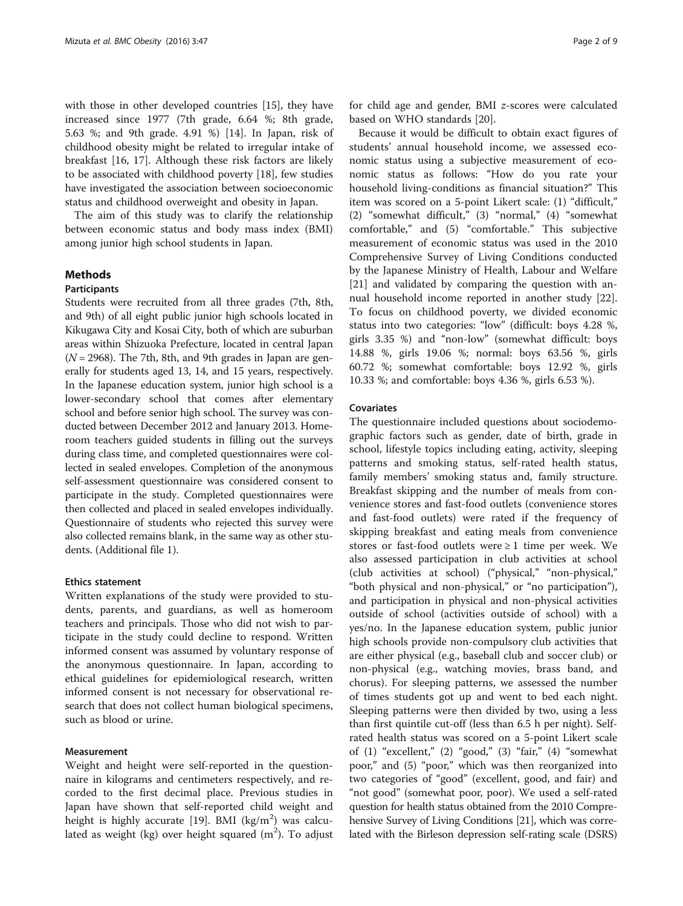with those in other developed countries [15], they have increased since 1977 (7th grade, 6.64 %; 8th grade, 5.63 %; and 9th grade. 4.91 %) [14]. In Japan, risk of childhood obesity might be related to irregular intake of breakfast [16, 17]. Although these risk factors are likely to be associated with childhood poverty [18], few studies have investigated the association between socioeconomic status and childhood overweight and obesity in Japan.

The aim of this study was to clarify the relationship between economic status and body mass index (BMI) among junior high school students in Japan.

## Methods

### Participants

Students were recruited from all three grades (7th, 8th, and 9th) of all eight public junior high schools located in Kikugawa City and Kosai City, both of which are suburban areas within Shizuoka Prefecture, located in central Japan ($N = 2968$). The 7th, 8th, and 9th grades in Japan are generally for students aged 13, 14, and 15 years, respectively. In the Japanese education system, junior high school is a lower-secondary school that comes after elementary school and before senior high school. The survey was conducted between December 2012 and January 2013. Homeroom teachers guided students in filling out the surveys during class time, and completed questionnaires were collected in sealed envelopes. Completion of the anonymous self-assessment questionnaire was considered consent to participate in the study. Completed questionnaires were then collected and placed in sealed envelopes individually. Questionnaire of students who rejected this survey were also collected remains blank, in the same way as other students. (Additional file 1).

#### Ethics statement

Written explanations of the study were provided to students, parents, and guardians, as well as homeroom teachers and principals. Those who did not wish to participate in the study could decline to respond. Written informed consent was assumed by voluntary response of the anonymous questionnaire. In Japan, according to ethical guidelines for epidemiological research, written informed consent is not necessary for observational research that does not collect human biological specimens, such as blood or urine.

#### Measurement

Weight and height were self-reported in the questionnaire in kilograms and centimeters respectively, and recorded to the first decimal place. Previous studies in Japan have shown that self-reported child weight and height is highly accurate [19]. BMI (kg/m$^2$) was calculated as weight (kg) over height squared (m$^2$). To adjust for child age and gender, BMI *z*-scores were calculated based on WHO standards [20].

Because it would be difficult to obtain exact figures of students' annual household income, we assessed economic status using a subjective measurement of economic status as follows: "How do you rate your household living-conditions as financial situation?" This item was scored on a 5-point Likert scale: (1) "difficult," (2) "somewhat difficult," (3) "normal," (4) "somewhat comfortable," and (5) "comfortable." This subjective measurement of economic status was used in the 2010 Comprehensive Survey of Living Conditions conducted by the Japanese Ministry of Health, Labour and Welfare [21] and validated by comparing the question with annual household income reported in another study [22]. To focus on childhood poverty, we divided economic status into two categories: "low" (difficult: boys 4.28 %, girls 3.35 %) and "non-low" (somewhat difficult: boys 14.88 %, girls 19.06 %; normal: boys 63.56 %, girls 60.72 %; somewhat comfortable: boys 12.92 %, girls 10.33 %; and comfortable: boys 4.36 %, girls 6.53 %).

#### Covariates

The questionnaire included questions about sociodemographic factors such as gender, date of birth, grade in school, lifestyle topics including eating, activity, sleeping patterns and smoking status, self-rated health status, family members' smoking status and, family structure. Breakfast skipping and the number of meals from convenience stores and fast-food outlets (convenience stores and fast-food outlets) were rated if the frequency of skipping breakfast and eating meals from convenience stores or fast-food outlets were ≥ 1 time per week. We also assessed participation in club activities at school (club activities at school) ("physical," "non-physical," "both physical and non-physical," or "no participation"), and participation in physical and non-physical activities outside of school (activities outside of school) with a yes/no. In the Japanese education system, public junior high schools provide non-compulsory club activities that are either physical (e.g., baseball club and soccer club) or non-physical (e.g., watching movies, brass band, and chorus). For sleeping patterns, we assessed the number of times students got up and went to bed each night. Sleeping patterns were then divided by two, using a less than first quintile cut-off (less than 6.5 h per night). Self-rated health status was scored on a 5-point Likert scale of (1) "excellent," (2) "good," (3) "fair," (4) "somewhat poor," and (5) "poor," which was then reorganized into two categories of "good" (excellent, good, and fair) and "not good" (somewhat poor, poor). We used a self-rated question for health status obtained from the 2010 Comprehensive Survey of Living Conditions [21], which was correlated with the Birleson depression self-rating scale (DSRS)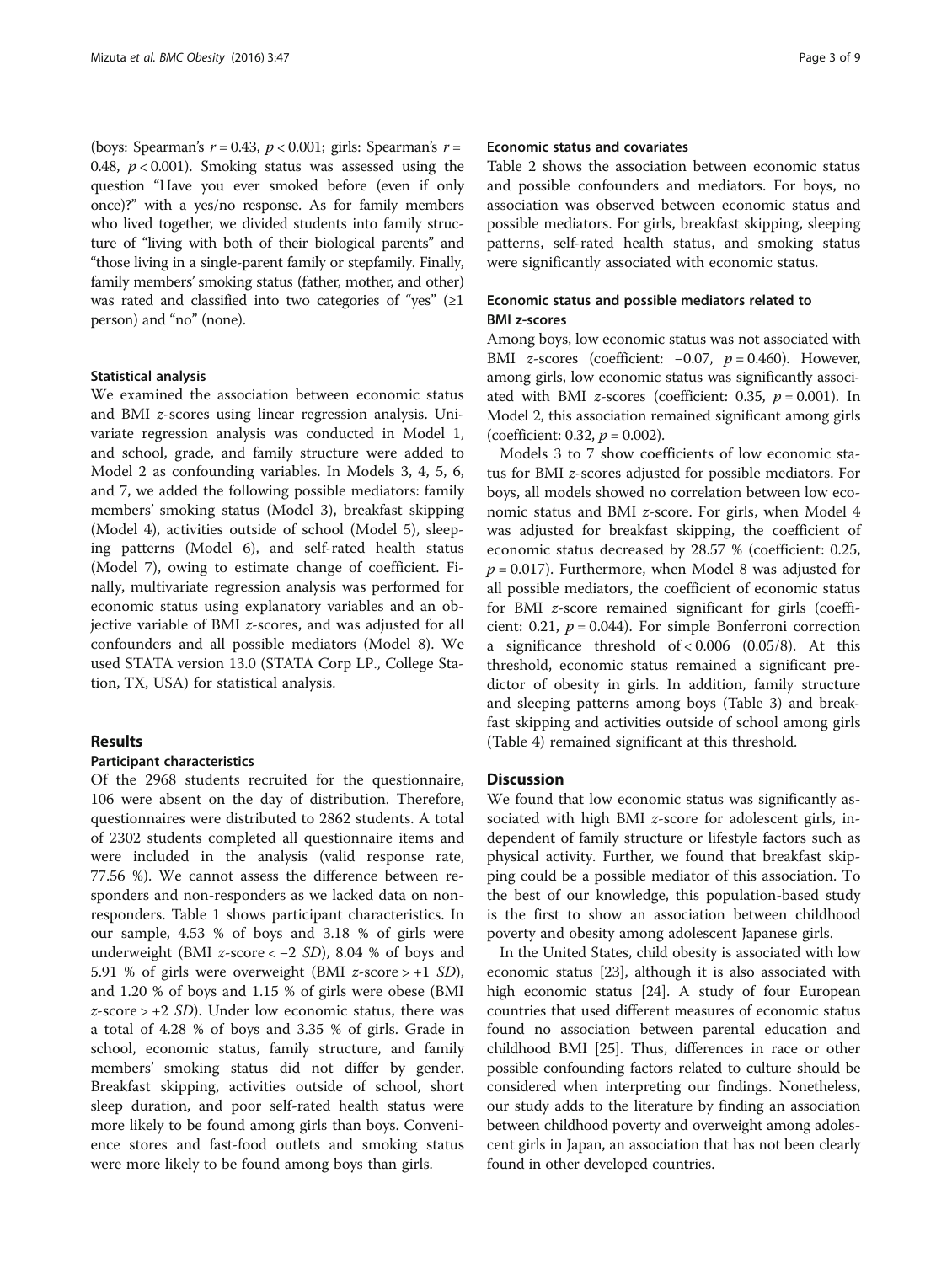(boys: Spearman's $r = 0.43$, $p < 0.001$; girls: Spearman's $r = 0.48$, $p < 0.001$). Smoking status was assessed using the question "Have you ever smoked before (even if only once)?" with a yes/no response. As for family members who lived together, we divided students into family structure of "living with both of their biological parents" and "those living in a single-parent family or stepfamily. Finally, family members' smoking status (father, mother, and other) was rated and classified into two categories of "yes" (≥1 person) and "no" (none).

### Statistical analysis

We examined the association between economic status and BMI *z*-scores using linear regression analysis. Univariate regression analysis was conducted in Model 1, and school, grade, and family structure were added to Model 2 as confounding variables. In Models 3, 4, 5, 6, and 7, we added the following possible mediators: family members' smoking status (Model 3), breakfast skipping (Model 4), activities outside of school (Model 5), sleeping patterns (Model 6), and self-rated health status (Model 7), owing to estimate change of coefficient. Finally, multivariate regression analysis was performed for economic status using explanatory variables and an objective variable of BMI *z*-scores, and was adjusted for all confounders and all possible mediators (Model 8). We used STATA version 13.0 (STATA Corp LP., College Station, TX, USA) for statistical analysis.

## Results

### Participant characteristics

Of the 2968 students recruited for the questionnaire, 106 were absent on the day of distribution. Therefore, questionnaires were distributed to 2862 students. A total of 2302 students completed all questionnaire items and were included in the analysis (valid response rate, 77.56 %). We cannot assess the difference between responders and non-responders as we lacked data on non-responders. Table 1 shows participant characteristics. In our sample, 4.53 % of boys and 3.18 % of girls were underweight (BMI *z*-score < −2 *SD*), 8.04 % of boys and 5.91 % of girls were overweight (BMI *z*-score > +1 *SD*), and 1.20 % of boys and 1.15 % of girls were obese (BMI *z*-score > +2 *SD*). Under low economic status, there was a total of 4.28 % of boys and 3.35 % of girls. Grade in school, economic status, family structure, and family members' smoking status did not differ by gender. Breakfast skipping, activities outside of school, short sleep duration, and poor self-rated health status were more likely to be found among girls than boys. Convenience stores and fast-food outlets and smoking status were more likely to be found among boys than girls.

### Economic status and covariates

Table 2 shows the association between economic status and possible confounders and mediators. For boys, no association was observed between economic status and possible mediators. For girls, breakfast skipping, sleeping patterns, self-rated health status, and smoking status were significantly associated with economic status.

### Economic status and possible mediators related to BMI z-scores

Among boys, low economic status was not associated with BMI *z*-scores (coefficient: −0.07, $p = 0.460$). However, among girls, low economic status was significantly associated with BMI *z*-scores (coefficient: 0.35, $p = 0.001$). In Model 2, this association remained significant among girls (coefficient: 0.32, $p = 0.002$).

Models 3 to 7 show coefficients of low economic status for BMI *z*-scores adjusted for possible mediators. For boys, all models showed no correlation between low economic status and BMI *z*-score. For girls, when Model 4 was adjusted for breakfast skipping, the coefficient of economic status decreased by 28.57 % (coefficient: 0.25, $p = 0.017$). Furthermore, when Model 8 was adjusted for all possible mediators, the coefficient of economic status for BMI *z*-score remained significant for girls (coefficient: 0.21, $p = 0.044$). For simple Bonferroni correction a significance threshold of < 0.006 (0.05/8). At this threshold, economic status remained a significant predictor of obesity in girls. In addition, family structure and sleeping patterns among boys (Table 3) and breakfast skipping and activities outside of school among girls (Table 4) remained significant at this threshold.

## Discussion

We found that low economic status was significantly associated with high BMI *z*-score for adolescent girls, independent of family structure or lifestyle factors such as physical activity. Further, we found that breakfast skipping could be a possible mediator of this association. To the best of our knowledge, this population-based study is the first to show an association between childhood poverty and obesity among adolescent Japanese girls.

In the United States, child obesity is associated with low economic status [23], although it is also associated with high economic status [24]. A study of four European countries that used different measures of economic status found no association between parental education and childhood BMI [25]. Thus, differences in race or other possible confounding factors related to culture should be considered when interpreting our findings. Nonetheless, our study adds to the literature by finding an association between childhood poverty and overweight among adolescent girls in Japan, an association that has not been clearly found in other developed countries.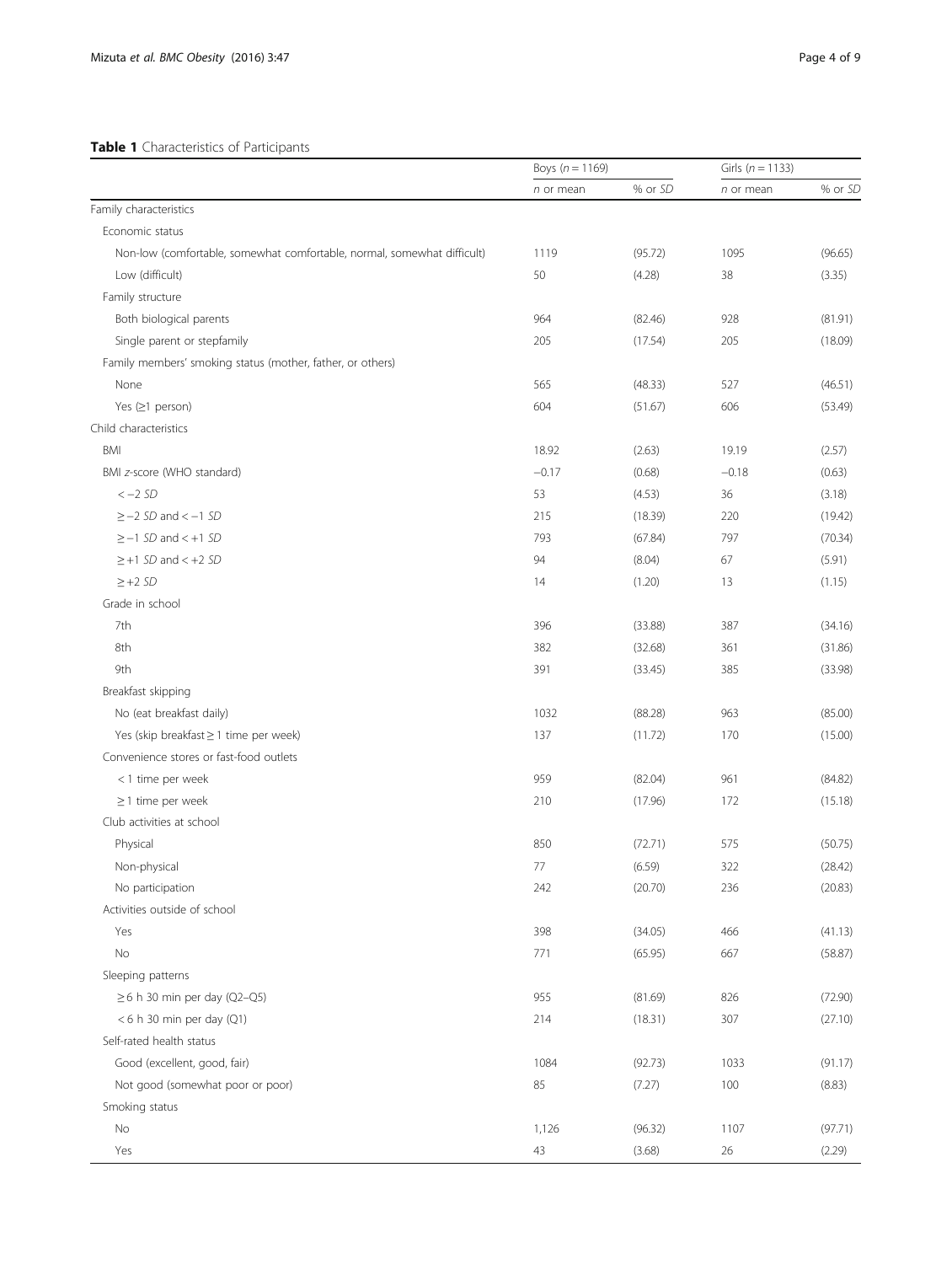**Table 1** Characteristics of Participants

| | Boys ($n$ = 1169) | | Girls ($n$ = 1133) | |
|---|---|---|---|---|
| | $n$ or mean | % or $SD$ | $n$ or mean | % or $SD$ |
| Family characteristics | | | | |
| Economic status | | | | |
| Non-low (comfortable, somewhat comfortable, normal, somewhat difficult) | 1119 | (95.72) | 1095 | (96.65) |
| Low (difficult) | 50 | (4.28) | 38 | (3.35) |
| Family structure | | | | |
| Both biological parents | 964 | (82.46) | 928 | (81.91) |
| Single parent or stepfamily | 205 | (17.54) | 205 | (18.09) |
| Family members' smoking status (mother, father, or others) | | | | |
| None | 565 | (48.33) | 527 | (46.51) |
| Yes (≥1 person) | 604 | (51.67) | 606 | (53.49) |
| Child characteristics | | | | |
| BMI | 18.92 | (2.63) | 19.19 | (2.57) |
| BMI $z$-score (WHO standard) | −0.17 | (0.68) | −0.18 | (0.63) |
| < −2 $SD$ | 53 | (4.53) | 36 | (3.18) |
| ≥ −2 $SD$ and < −1 $SD$ | 215 | (18.39) | 220 | (19.42) |
| ≥ −1 $SD$ and < +1 $SD$ | 793 | (67.84) | 797 | (70.34) |
| ≥ +1 $SD$ and < +2 $SD$ | 94 | (8.04) | 67 | (5.91) |
| ≥ +2 $SD$ | 14 | (1.20) | 13 | (1.15) |
| Grade in school | | | | |
| 7th | 396 | (33.88) | 387 | (34.16) |
| 8th | 382 | (32.68) | 361 | (31.86) |
| 9th | 391 | (33.45) | 385 | (33.98) |
| Breakfast skipping | | | | |
| No (eat breakfast daily) | 1032 | (88.28) | 963 | (85.00) |
| Yes (skip breakfast ≥ 1 time per week) | 137 | (11.72) | 170 | (15.00) |
| Convenience stores or fast-food outlets | | | | |
| < 1 time per week | 959 | (82.04) | 961 | (84.82) |
| ≥ 1 time per week | 210 | (17.96) | 172 | (15.18) |
| Club activities at school | | | | |
| Physical | 850 | (72.71) | 575 | (50.75) |
| Non-physical | 77 | (6.59) | 322 | (28.42) |
| No participation | 242 | (20.70) | 236 | (20.83) |
| Activities outside of school | | | | |
| Yes | 398 | (34.05) | 466 | (41.13) |
| No | 771 | (65.95) | 667 | (58.87) |
| Sleeping patterns | | | | |
| ≥ 6 h 30 min per day (Q2–Q5) | 955 | (81.69) | 826 | (72.90) |
| < 6 h 30 min per day (Q1) | 214 | (18.31) | 307 | (27.10) |
| Self-rated health status | | | | |
| Good (excellent, good, fair) | 1084 | (92.73) | 1033 | (91.17) |
| Not good (somewhat poor or poor) | 85 | (7.27) | 100 | (8.83) |
| Smoking status | | | | |
| No | 1,126 | (96.32) | 1107 | (97.71) |
| Yes | 43 | (3.68) | 26 | (2.29) |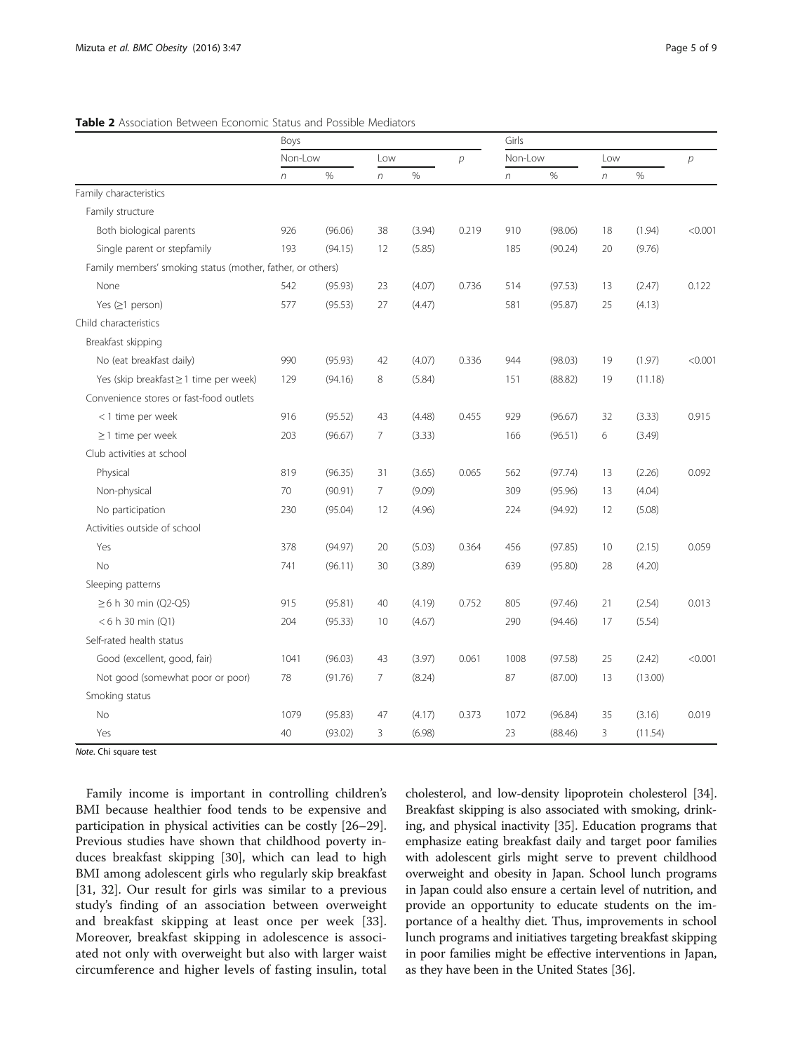**Table 2** Association Between Economic Status and Possible Mediators

| | Boys | | | | | Girls | | | | |
|---|---|---|---|---|---|---|---|---|---|---|
| | Non-Low | | Low | | *p* | Non-Low | | Low | | *p* |
| | *n* | % | *n* | % | | *n* | % | *n* | % | |
| Family characteristics | | | | | | | | | | |
| Family structure | | | | | | | | | | |
| Both biological parents | 926 | (96.06) | 38 | (3.94) | 0.219 | 910 | (98.06) | 18 | (1.94) | <0.001 |
| Single parent or stepfamily | 193 | (94.15) | 12 | (5.85) | | 185 | (90.24) | 20 | (9.76) | |
| Family members' smoking status (mother, father, or others) | | | | | | | | | | |
| None | 542 | (95.93) | 23 | (4.07) | 0.736 | 514 | (97.53) | 13 | (2.47) | 0.122 |
| Yes (≥1 person) | 577 | (95.53) | 27 | (4.47) | | 581 | (95.87) | 25 | (4.13) | |
| Child characteristics | | | | | | | | | | |
| Breakfast skipping | | | | | | | | | | |
| No (eat breakfast daily) | 990 | (95.93) | 42 | (4.07) | 0.336 | 944 | (98.03) | 19 | (1.97) | <0.001 |
| Yes (skip breakfast ≥ 1 time per week) | 129 | (94.16) | 8 | (5.84) | | 151 | (88.82) | 19 | (11.18) | |
| Convenience stores or fast-food outlets | | | | | | | | | | |
| < 1 time per week | 916 | (95.52) | 43 | (4.48) | 0.455 | 929 | (96.67) | 32 | (3.33) | 0.915 |
| ≥ 1 time per week | 203 | (96.67) | 7 | (3.33) | | 166 | (96.51) | 6 | (3.49) | |
| Club activities at school | | | | | | | | | | |
| Physical | 819 | (96.35) | 31 | (3.65) | 0.065 | 562 | (97.74) | 13 | (2.26) | 0.092 |
| Non-physical | 70 | (90.91) | 7 | (9.09) | | 309 | (95.96) | 13 | (4.04) | |
| No participation | 230 | (95.04) | 12 | (4.96) | | 224 | (94.92) | 12 | (5.08) | |
| Activities outside of school | | | | | | | | | | |
| Yes | 378 | (94.97) | 20 | (5.03) | 0.364 | 456 | (97.85) | 10 | (2.15) | 0.059 |
| No | 741 | (96.11) | 30 | (3.89) | | 639 | (95.80) | 28 | (4.20) | |
| Sleeping patterns | | | | | | | | | | |
| ≥ 6 h 30 min (Q2-Q5) | 915 | (95.81) | 40 | (4.19) | 0.752 | 805 | (97.46) | 21 | (2.54) | 0.013 |
| < 6 h 30 min (Q1) | 204 | (95.33) | 10 | (4.67) | | 290 | (94.46) | 17 | (5.54) | |
| Self-rated health status | | | | | | | | | | |
| Good (excellent, good, fair) | 1041 | (96.03) | 43 | (3.97) | 0.061 | 1008 | (97.58) | 25 | (2.42) | <0.001 |
| Not good (somewhat poor or poor) | 78 | (91.76) | 7 | (8.24) | | 87 | (87.00) | 13 | (13.00) | |
| Smoking status | | | | | | | | | | |
| No | 1079 | (95.83) | 47 | (4.17) | 0.373 | 1072 | (96.84) | 35 | (3.16) | 0.019 |
| Yes | 40 | (93.02) | 3 | (6.98) | | 23 | (88.46) | 3 | (11.54) | |

*Note*. Chi square test

Family income is important in controlling children's BMI because healthier food tends to be expensive and participation in physical activities can be costly [26–29]. Previous studies have shown that childhood poverty induces breakfast skipping [30], which can lead to high BMI among adolescent girls who regularly skip breakfast [31, 32]. Our result for girls was similar to a previous study's finding of an association between overweight and breakfast skipping at least once per week [33]. Moreover, breakfast skipping in adolescence is associated not only with overweight but also with larger waist circumference and higher levels of fasting insulin, total cholesterol, and low-density lipoprotein cholesterol [34]. Breakfast skipping is also associated with smoking, drinking, and physical inactivity [35]. Education programs that emphasize eating breakfast daily and target poor families with adolescent girls might serve to prevent childhood overweight and obesity in Japan. School lunch programs in Japan could also ensure a certain level of nutrition, and provide an opportunity to educate students on the importance of a healthy diet. Thus, improvements in school lunch programs and initiatives targeting breakfast skipping in poor families might be effective interventions in Japan, as they have been in the United States [36].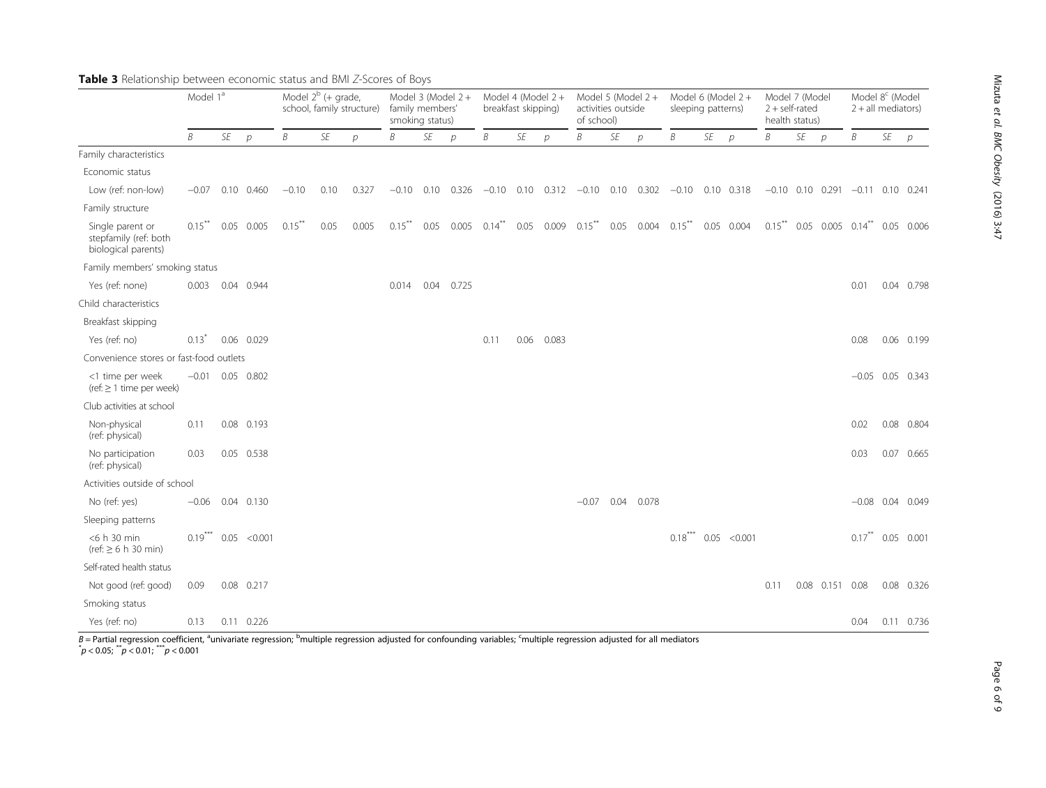**Table 3** Relationship between economic status and BMI *Z*-Scores of Boys

| | Model 1[a] | | | Model 2[b] (+ grade, school, family structure) | | | Model 3 (Model 2 + family members' smoking status) | | | Model 4 (Model 2 + breakfast skipping) | | | Model 5 (Model 2 + activities outside of school) | | | Model 6 (Model 2 + sleeping patterns) | | | Model 7 (Model 2 + self-rated health status) | | | Model 8[c] (Model 2 + all mediators) | | |
|---|---|---|---|---|---|---|---|---|---|---|---|---|---|---|---|---|---|---|---|---|---|---|---|---|
| | *B* | *SE* | *p* | *B* | *SE* | *p* | *B* | *SE* | *p* | *B* | *SE* | *p* | *B* | *SE* | *p* | *B* | *SE* | *p* | *B* | *SE* | *p* | *B* | *SE* | *p* |
| Family characteristics | | | | | | | | | | | | | | | | | | | | | | | | |
| Economic status | | | | | | | | | | | | | | | | | | | | | | | | |
| Low (ref: non-low) | −0.07 | 0.10 | 0.460 | −0.10 | 0.10 | 0.327 | −0.10 | 0.10 | 0.326 | −0.10 | 0.10 | 0.312 | −0.10 | 0.10 | 0.302 | −0.10 | 0.10 | 0.318 | −0.10 | 0.10 | 0.291 | −0.11 | 0.10 | 0.241 |
| Family structure | | | | | | | | | | | | | | | | | | | | | | | | |
| Single parent or stepfamily (ref: both biological parents) | 0.15** | 0.05 | 0.005 | 0.15** | 0.05 | 0.005 | 0.15** | 0.05 | 0.005 | 0.14** | 0.05 | 0.009 | 0.15** | 0.05 | 0.004 | 0.15** | 0.05 | 0.004 | 0.15** | 0.05 | 0.005 | 0.14** | 0.05 | 0.006 |
| Family members' smoking status | | | | | | | | | | | | | | | | | | | | | | | | |
| Yes (ref: none) | 0.003 | 0.04 | 0.944 | | | | 0.014 | 0.04 | 0.725 | | | | | | | | | | | | | 0.01 | 0.04 | 0.798 |
| Child characteristics | | | | | | | | | | | | | | | | | | | | | | | | |
| Breakfast skipping | | | | | | | | | | | | | | | | | | | | | | | | |
| Yes (ref: no) | 0.13* | 0.06 | 0.029 | | | | | | | 0.11 | 0.06 | 0.083 | | | | | | | | | | 0.08 | 0.06 | 0.199 |
| Convenience stores or fast-food outlets | | | | | | | | | | | | | | | | | | | | | | | | |
| <1 time per week (ref: ≥ 1 time per week) | −0.01 | 0.05 | 0.802 | | | | | | | | | | | | | | | | | | | −0.05 | 0.05 | 0.343 |
| Club activities at school | | | | | | | | | | | | | | | | | | | | | | | | |
| Non-physical (ref: physical) | 0.11 | 0.08 | 0.193 | | | | | | | | | | | | | | | | | | | 0.02 | 0.08 | 0.804 |
| No participation (ref: physical) | 0.03 | 0.05 | 0.538 | | | | | | | | | | | | | | | | | | | 0.03 | 0.07 | 0.665 |
| Activities outside of school | | | | | | | | | | | | | | | | | | | | | | | | |
| No (ref: yes) | −0.06 | 0.04 | 0.130 | | | | | | | | | | −0.07 | 0.04 | 0.078 | | | | | | | −0.08 | 0.04 | 0.049 |
| Sleeping patterns | | | | | | | | | | | | | | | | | | | | | | | | |
| <6 h 30 min (ref: ≥ 6 h 30 min) | 0.19*** | 0.05 | <0.001 | | | | | | | | | | | | | 0.18*** | 0.05 | <0.001 | | | | 0.17** | 0.05 | 0.001 |
| Self-rated health status | | | | | | | | | | | | | | | | | | | | | | | | |
| Not good (ref: good) | 0.09 | 0.08 | 0.217 | | | | | | | | | | | | | | | | 0.11 | 0.08 | 0.151 | 0.08 | 0.08 | 0.326 |
| Smoking status | | | | | | | | | | | | | | | | | | | | | | | | |
| Yes (ref: no) | 0.13 | 0.11 | 0.226 | | | | | | | | | | | | | | | | | | | 0.04 | 0.11 | 0.736 |

*B* = Partial regression coefficient, [a]univariate regression; [b]multiple regression adjusted for confounding variables; [c]multiple regression adjusted for all mediators
*$p < 0.05$; **$p < 0.01$; ***$p < 0.001$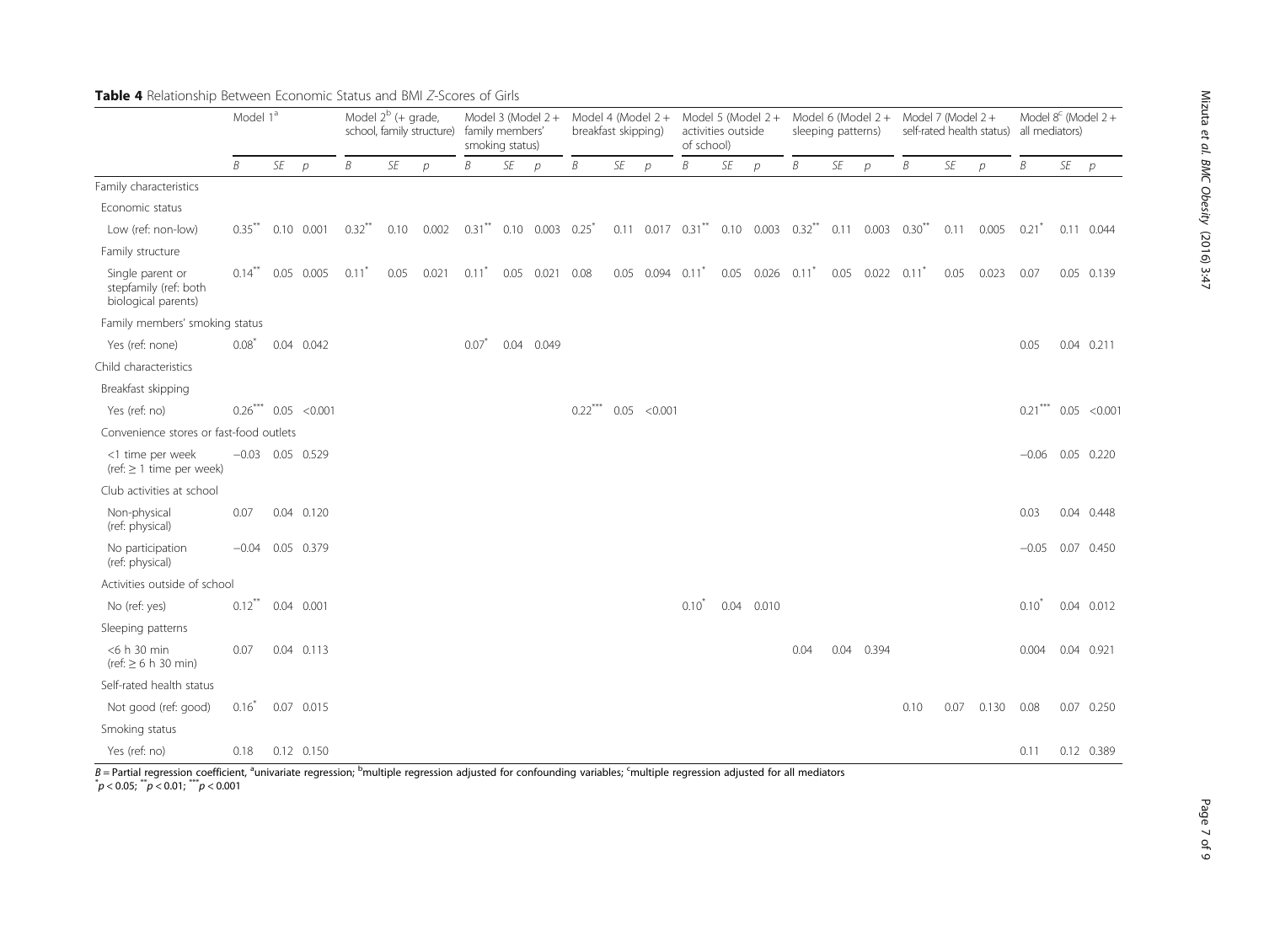**Table 4** Relationship Between Economic Status and BMI *Z*-Scores of Girls

| | Model 1[a] | | | Model 2[b] (+ grade, school, family structure) | | | Model 3 (Model 2 + family members' smoking status) | | | Model 4 (Model 2 + breakfast skipping) | | | Model 5 (Model 2 + activities outside of school) | | | Model 6 (Model 2 + sleeping patterns) | | | Model 7 (Model 2 + self-rated health status) | | | Model 8[c] (Model 2 + all mediators) | | |
|---|---|---|---|---|---|---|---|---|---|---|---|---|---|---|---|---|---|---|---|---|---|---|---|---|
| | *B* | *SE* | *p* | *B* | *SE* | *p* | *B* | *SE* | *p* | *B* | *SE* | *p* | *B* | *SE* | *p* | *B* | *SE* | *p* | *B* | *SE* | *p* | *B* | *SE* | *p* |
| Family characteristics | | | | | | | | | | | | | | | | | | | | | | | | |
| Economic status | | | | | | | | | | | | | | | | | | | | | | | | |
| Low (ref: non-low) | 0.35** | 0.10 | 0.001 | 0.32** | 0.10 | 0.002 | 0.31** | 0.10 | 0.003 | 0.25* | 0.11 | 0.017 | 0.31** | 0.10 | 0.003 | 0.32** | 0.11 | 0.003 | 0.30** | 0.11 | 0.005 | 0.21* | 0.11 | 0.044 |
| Family structure | | | | | | | | | | | | | | | | | | | | | | | | |
| Single parent or stepfamily (ref: both biological parents) | 0.14** | 0.05 | 0.005 | 0.11* | 0.05 | 0.021 | 0.11* | 0.05 | 0.021 | 0.08 | 0.05 | 0.094 | 0.11* | 0.05 | 0.026 | 0.11* | 0.05 | 0.022 | 0.11* | 0.05 | 0.023 | 0.07 | 0.05 | 0.139 |
| Family members' smoking status | | | | | | | | | | | | | | | | | | | | | | | | |
| Yes (ref: none) | 0.08* | 0.04 | 0.042 | | | | 0.07* | 0.04 | 0.049 | | | | | | | | | | | | | 0.05 | 0.04 | 0.211 |
| Child characteristics | | | | | | | | | | | | | | | | | | | | | | | | |
| Breakfast skipping | | | | | | | | | | | | | | | | | | | | | | | | |
| Yes (ref: no) | 0.26*** | 0.05 | <0.001 | | | | | | | 0.22*** | 0.05 | <0.001 | | | | | | | | | | 0.21*** | 0.05 | <0.001 |
| Convenience stores or fast-food outlets | | | | | | | | | | | | | | | | | | | | | | | | |
| <1 time per week (ref: ≥ 1 time per week) | −0.03 | 0.05 | 0.529 | | | | | | | | | | | | | | | | | | | −0.06 | 0.05 | 0.220 |
| Club activities at school | | | | | | | | | | | | | | | | | | | | | | | | |
| Non-physical (ref: physical) | 0.07 | 0.04 | 0.120 | | | | | | | | | | | | | | | | | | | 0.03 | 0.04 | 0.448 |
| No participation (ref: physical) | −0.04 | 0.05 | 0.379 | | | | | | | | | | | | | | | | | | | −0.05 | 0.07 | 0.450 |
| Activities outside of school | | | | | | | | | | | | | | | | | | | | | | | | |
| No (ref: yes) | 0.12** | 0.04 | 0.001 | | | | | | | | | | 0.10* | 0.04 | 0.010 | | | | | | | 0.10* | 0.04 | 0.012 |
| Sleeping patterns | | | | | | | | | | | | | | | | | | | | | | | | |
| <6 h 30 min (ref: ≥ 6 h 30 min) | 0.07 | 0.04 | 0.113 | | | | | | | | | | | | | 0.04 | 0.04 | 0.394 | | | | 0.004 | 0.04 | 0.921 |
| Self-rated health status | | | | | | | | | | | | | | | | | | | | | | | | |
| Not good (ref: good) | 0.16* | 0.07 | 0.015 | | | | | | | | | | | | | | | | 0.10 | 0.07 | 0.130 | 0.08 | 0.07 | 0.250 |
| Smoking status | | | | | | | | | | | | | | | | | | | | | | | | |
| Yes (ref: no) | 0.18 | 0.12 | 0.150 | | | | | | | | | | | | | | | | | | | 0.11 | 0.12 | 0.389 |

*B* = Partial regression coefficient, [a]univariate regression; [b]multiple regression adjusted for confounding variables; [c]multiple regression adjusted for all mediators
*$p < 0.05$; **$p < 0.01$; ***$p < 0.001$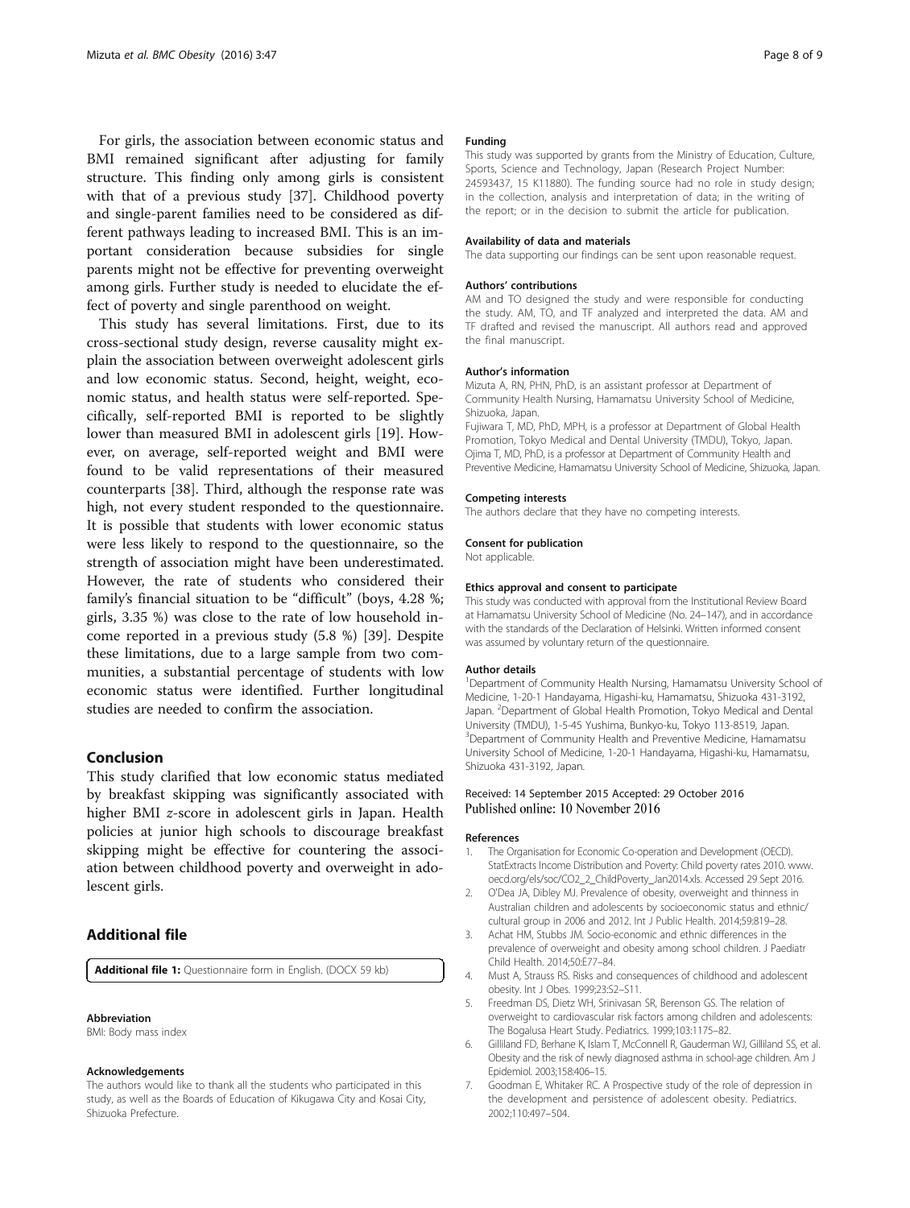For girls, the association between economic status and BMI remained significant after adjusting for family structure. This finding only among girls is consistent with that of a previous study [37]. Childhood poverty and single-parent families need to be considered as different pathways leading to increased BMI. This is an important consideration because subsidies for single parents might not be effective for preventing overweight among girls. Further study is needed to elucidate the effect of poverty and single parenthood on weight.

This study has several limitations. First, due to its cross-sectional study design, reverse causality might explain the association between overweight adolescent girls and low economic status. Second, height, weight, economic status, and health status were self-reported. Specifically, self-reported BMI is reported to be slightly lower than measured BMI in adolescent girls [19]. However, on average, self-reported weight and BMI were found to be valid representations of their measured counterparts [38]. Third, although the response rate was high, not every student responded to the questionnaire. It is possible that students with lower economic status were less likely to respond to the questionnaire, so the strength of association might have been underestimated. However, the rate of students who considered their family's financial situation to be "difficult" (boys, 4.28 %; girls, 3.35 %) was close to the rate of low household income reported in a previous study (5.8 %) [39]. Despite these limitations, due to a large sample from two communities, a substantial percentage of students with low economic status were identified. Further longitudinal studies are needed to confirm the association.

## Conclusion

This study clarified that low economic status mediated by breakfast skipping was significantly associated with higher BMI *z*-score in adolescent girls in Japan. Health policies at junior high schools to discourage breakfast skipping might be effective for countering the association between childhood poverty and overweight in adolescent girls.

## Additional file

**Additional file 1:** Questionnaire form in English. (DOCX 59 kb)

#### Abbreviation

BMI: Body mass index

#### Acknowledgements

The authors would like to thank all the students who participated in this study, as well as the Boards of Education of Kikugawa City and Kosai City, Shizuoka Prefecture.

#### Funding

This study was supported by grants from the Ministry of Education, Culture, Sports, Science and Technology, Japan (Research Project Number: 24593437, 15 K11880). The funding source had no role in study design; in the collection, analysis and interpretation of data; in the writing of the report; or in the decision to submit the article for publication.

#### Availability of data and materials

The data supporting our findings can be sent upon reasonable request.

#### Authors' contributions

AM and TO designed the study and were responsible for conducting the study. AM, TO, and TF analyzed and interpreted the data. AM and TF drafted and revised the manuscript. All authors read and approved the final manuscript.

#### Author's information

Mizuta A, RN, PHN, PhD, is an assistant professor at Department of Community Health Nursing, Hamamatsu University School of Medicine, Shizuoka, Japan.

Fujiwara T, MD, PhD, MPH, is a professor at Department of Global Health Promotion, Tokyo Medical and Dental University (TMDU), Tokyo, Japan.

Ojima T, MD, PhD, is a professor at Department of Community Health and Preventive Medicine, Hamamatsu University School of Medicine, Shizuoka, Japan.

#### Competing interests

The authors declare that they have no competing interests.

#### Consent for publication

Not applicable.

#### Ethics approval and consent to participate

This study was conducted with approval from the Institutional Review Board at Hamamatsu University School of Medicine (No. 24–147), and in accordance with the standards of the Declaration of Helsinki. Written informed consent was assumed by voluntary return of the questionnaire.

#### Author details

[1]Department of Community Health Nursing, Hamamatsu University School of Medicine, 1-20-1 Handayama, Higashi-ku, Hamamatsu, Shizuoka 431-3192, Japan. [2]Department of Global Health Promotion, Tokyo Medical and Dental University (TMDU), 1-5-45 Yushima, Bunkyo-ku, Tokyo 113-8519, Japan. [3]Department of Community Health and Preventive Medicine, Hamamatsu University School of Medicine, 1-20-1 Handayama, Higashi-ku, Hamamatsu, Shizuoka 431-3192, Japan.

Received: 14 September 2015 Accepted: 29 October 2016
Published online: 10 November 2016

#### References

1. The Organisation for Economic Co-operation and Development (OECD). StatExtracts Income Distribution and Poverty: Child poverty rates 2010. www.oecd.org/els/soc/CO2_2_ChildPoverty_Jan2014.xls. Accessed 29 Sept 2016.
2. O'Dea JA, Dibley MJ. Prevalence of obesity, overweight and thinness in Australian children and adolescents by socioeconomic status and ethnic/cultural group in 2006 and 2012. Int J Public Health. 2014;59:819–28.
3. Achat HM, Stubbs JM. Socio-economic and ethnic differences in the prevalence of overweight and obesity among school children. J Paediatr Child Health. 2014;50:E77–84.
4. Must A, Strauss RS. Risks and consequences of childhood and adolescent obesity. Int J Obes. 1999;23:S2–S11.
5. Freedman DS, Dietz WH, Srinivasan SR, Berenson GS. The relation of overweight to cardiovascular risk factors among children and adolescents: The Bogalusa Heart Study. Pediatrics. 1999;103:1175–82.
6. Gilliland FD, Berhane K, Islam T, McConnell R, Gauderman WJ, Gilliland SS, et al. Obesity and the risk of newly diagnosed asthma in school-age children. Am J Epidemiol. 2003;158:406–15.
7. Goodman E, Whitaker RC. A Prospective study of the role of depression in the development and persistence of adolescent obesity. Pediatrics. 2002;110:497–504.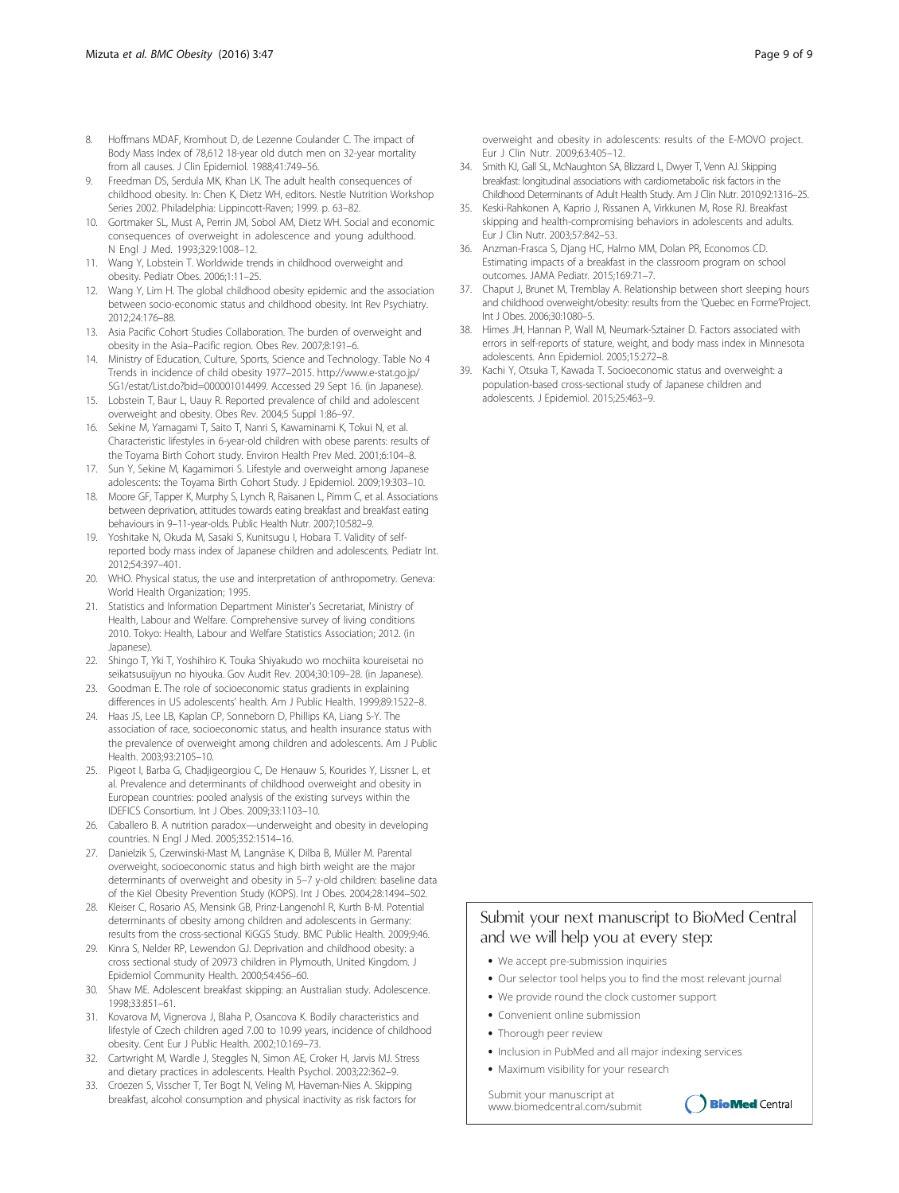8. Hoffmans MDAF, Kromhout D, de Lezenne Coulander C. The impact of Body Mass Index of 78,612 18-year old dutch men on 32-year mortality from all causes. J Clin Epidemiol. 1988;41:749–56.
9. Freedman DS, Serdula MK, Khan LK. The adult health consequences of childhood obesity. In: Chen K, Dietz WH, editors. Nestle Nutrition Workshop Series 2002. Philadelphia: Lippincott-Raven; 1999. p. 63–82.
10. Gortmaker SL, Must A, Perrin JM, Sobol AM, Dietz WH. Social and economic consequences of overweight in adolescence and young adulthood. N Engl J Med. 1993;329:1008–12.
11. Wang Y, Lobstein T. Worldwide trends in childhood overweight and obesity. Pediatr Obes. 2006;1:11–25.
12. Wang Y, Lim H. The global childhood obesity epidemic and the association between socio-economic status and childhood obesity. Int Rev Psychiatry. 2012;24:176–88.
13. Asia Pacific Cohort Studies Collaboration. The burden of overweight and obesity in the Asia–Pacific region. Obes Rev. 2007;8:191–6.
14. Ministry of Education, Culture, Sports, Science and Technology. Table No 4 Trends in incidence of child obesity 1977–2015. http://www.e-stat.go.jp/SG1/estat/List.do?bid=000001014499. Accessed 29 Sept 16. (in Japanese).
15. Lobstein T, Baur L, Uauy R. Reported prevalence of child and adolescent overweight and obesity. Obes Rev. 2004;5 Suppl 1:86–97.
16. Sekine M, Yamagami T, Saito T, Nanri S, Kawaminami K, Tokui N, et al. Characteristic lifestyles in 6-year-old children with obese parents: results of the Toyama Birth Cohort study. Environ Health Prev Med. 2001;6:104–8.
17. Sun Y, Sekine M, Kagamimori S. Lifestyle and overweight among Japanese adolescents: the Toyama Birth Cohort Study. J Epidemiol. 2009;19:303–10.
18. Moore GF, Tapper K, Murphy S, Lynch R, Raisanen L, Pimm C, et al. Associations between deprivation, attitudes towards eating breakfast and breakfast eating behaviours in 9–11-year-olds. Public Health Nutr. 2007;10:582–9.
19. Yoshitake N, Okuda M, Sasaki S, Kunitsugu I, Hobara T. Validity of self-reported body mass index of Japanese children and adolescents. Pediatr Int. 2012;54:397–401.
20. WHO. Physical status, the use and interpretation of anthropometry. Geneva: World Health Organization; 1995.
21. Statistics and Information Department Minister's Secretariat, Ministry of Health, Labour and Welfare. Comprehensive survey of living conditions 2010. Tokyo: Health, Labour and Welfare Statistics Association; 2012. (in Japanese).
22. Shingo T, Yki T, Yoshihiro K. Touka Shiyakudo wo mochiita koureisetai no seikatsusuijyun no hiyouka. Gov Audit Rev. 2004;30:109–28. (in Japanese).
23. Goodman E. The role of socioeconomic status gradients in explaining differences in US adolescents' health. Am J Public Health. 1999;89:1522–8.
24. Haas JS, Lee LB, Kaplan CP, Sonneborn D, Phillips KA, Liang S-Y. The association of race, socioeconomic status, and health insurance status with the prevalence of overweight among children and adolescents. Am J Public Health. 2003;93:2105–10.
25. Pigeot I, Barba G, Chadjigeorgiou C, De Henauw S, Kourides Y, Lissner L, et al. Prevalence and determinants of childhood overweight and obesity in European countries: pooled analysis of the existing surveys within the IDEFICS Consortium. Int J Obes. 2009;33:1103–10.
26. Caballero B. A nutrition paradox—underweight and obesity in developing countries. N Engl J Med. 2005;352:1514–16.
27. Danielzik S, Czerwinski-Mast M, Langnäse K, Dilba B, Müller M. Parental overweight, socioeconomic status and high birth weight are the major determinants of overweight and obesity in 5–7 y-old children: baseline data of the Kiel Obesity Prevention Study (KOPS). Int J Obes. 2004;28:1494–502.
28. Kleiser C, Rosario AS, Mensink GB, Prinz-Langenohl R, Kurth B-M. Potential determinants of obesity among children and adolescents in Germany: results from the cross-sectional KiGGS Study. BMC Public Health. 2009;9:46.
29. Kinra S, Nelder RP, Lewendon GJ. Deprivation and childhood obesity: a cross sectional study of 20973 children in Plymouth, United Kingdom. J Epidemiol Community Health. 2000;54:456–60.
30. Shaw ME. Adolescent breakfast skipping: an Australian study. Adolescence. 1998;33:851–61.
31. Kovarova M, Vignerova J, Blaha P, Osancova K. Bodily characteristics and lifestyle of Czech children aged 7.00 to 10.99 years, incidence of childhood obesity. Cent Eur J Public Health. 2002;10:169–73.
32. Cartwright M, Wardle J, Steggles N, Simon AE, Croker H, Jarvis MJ. Stress and dietary practices in adolescents. Health Psychol. 2003;22:362–9.
33. Croezen S, Visscher T, Ter Bogt N, Veling M, Haveman-Nies A. Skipping breakfast, alcohol consumption and physical inactivity as risk factors for overweight and obesity in adolescents: results of the E-MOVO project. Eur J Clin Nutr. 2009;63:405–12.
34. Smith KJ, Gall SL, McNaughton SA, Blizzard L, Dwyer T, Venn AJ. Skipping breakfast: longitudinal associations with cardiometabolic risk factors in the Childhood Determinants of Adult Health Study. Am J Clin Nutr. 2010;92:1316–25.
35. Keski-Rahkonen A, Kaprio J, Rissanen A, Virkkunen M, Rose RJ. Breakfast skipping and health-compromising behaviors in adolescents and adults. Eur J Clin Nutr. 2003;57:842–53.
36. Anzman-Frasca S, Djang HC, Halmo MM, Dolan PR, Economos CD. Estimating impacts of a breakfast in the classroom program on school outcomes. JAMA Pediatr. 2015;169:71–7.
37. Chaput J, Brunet M, Tremblay A. Relationship between short sleeping hours and childhood overweight/obesity: results from the 'Quebec en Forme'Project. Int J Obes. 2006;30:1080–5.
38. Himes JH, Hannan P, Wall M, Neumark-Sztainer D. Factors associated with errors in self-reports of stature, weight, and body mass index in Minnesota adolescents. Ann Epidemiol. 2005;15:272–8.
39. Kachi Y, Otsuka T, Kawada T. Socioeconomic status and overweight: a population-based cross-sectional study of Japanese children and adolescents. J Epidemiol. 2015;25:463–9.

Submit your next manuscript to BioMed Central and we will help you at every step:

- We accept pre-submission inquiries
- Our selector tool helps you to find the most relevant journal
- We provide round the clock customer support
- Convenient online submission
- Thorough peer review
- Inclusion in PubMed and all major indexing services
- Maximum visibility for your research

Submit your manuscript at
www.biomedcentral.com/submit

BioMed Central